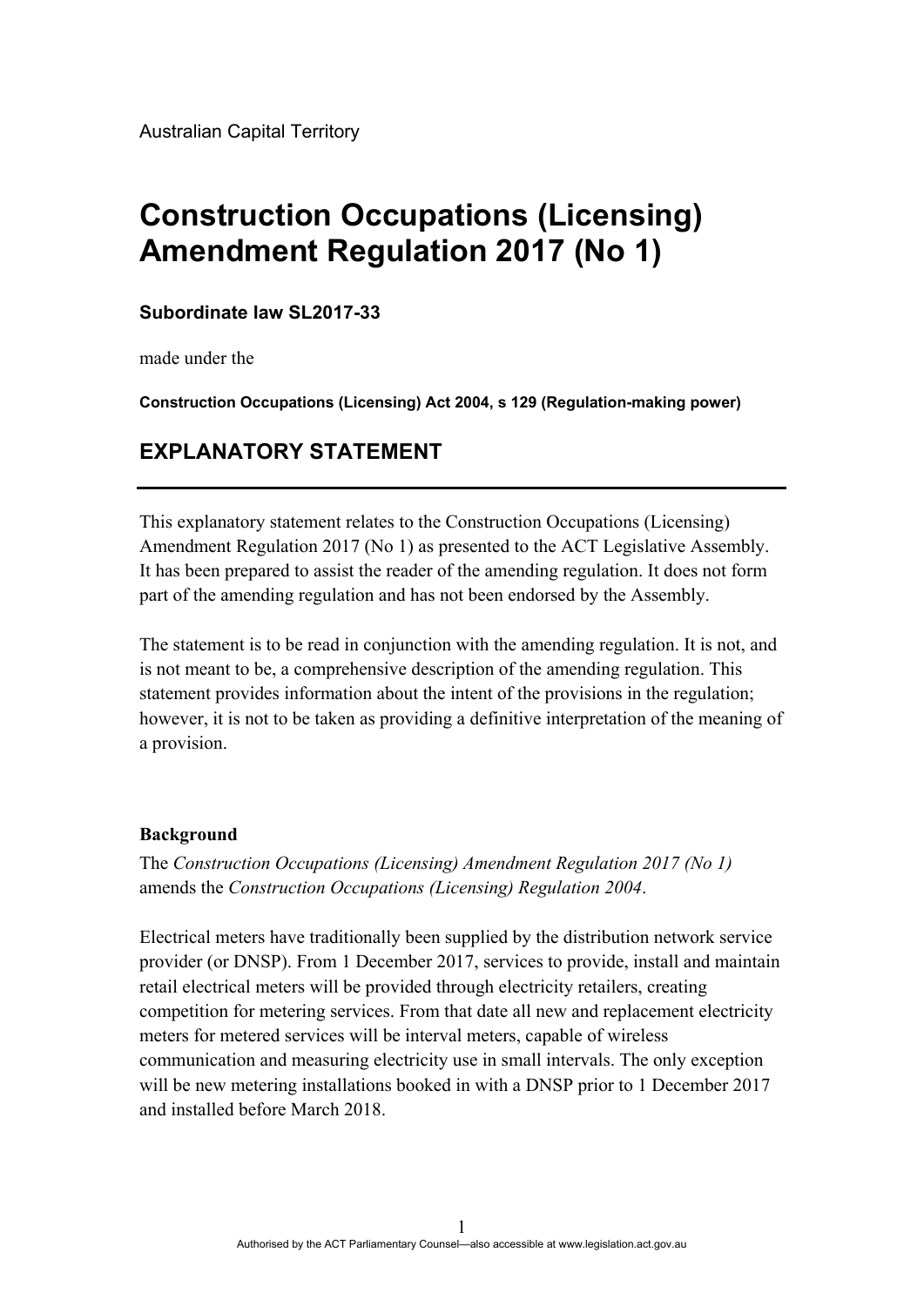Australian Capital Territory

# Construction Occupations (Licensing) Amendment Regulation 2017 (No 1)

**Subordinate law SL2017-33**

made under the

**Construction Occupations (Licensing) Act 2004, s 129 (Regulation-making power)**

## EXPLANATORY STATEMENT

This explanatory statement relates to the Construction Occupations (Licensing) Amendment Regulation 2017 (No 1) as presented to the ACT Legislative Assembly. It has been prepared to assist the reader of the amending regulation. It does not form part of the amending regulation and has not been endorsed by the Assembly.

The statement is to be read in conjunction with the amending regulation. It is not, and is not meant to be, a comprehensive description of the amending regulation. This statement provides information about the intent of the provisions in the regulation; however, it is not to be taken as providing a definitive interpretation of the meaning of a provision.

**Background**

The *Construction Occupations (Licensing) Amendment Regulation 2017 (No 1)* amends the *Construction Occupations (Licensing) Regulation 2004*.

Electrical meters have traditionally been supplied by the distribution network service provider (or DNSP). From 1 December 2017, services to provide, install and maintain retail electrical meters will be provided through electricity retailers, creating competition for metering services. From that date all new and replacement electricity meters for metered services will be interval meters, capable of wireless communication and measuring electricity use in small intervals. The only exception will be new metering installations booked in with a DNSP prior to 1 December 2017 and installed before March 2018.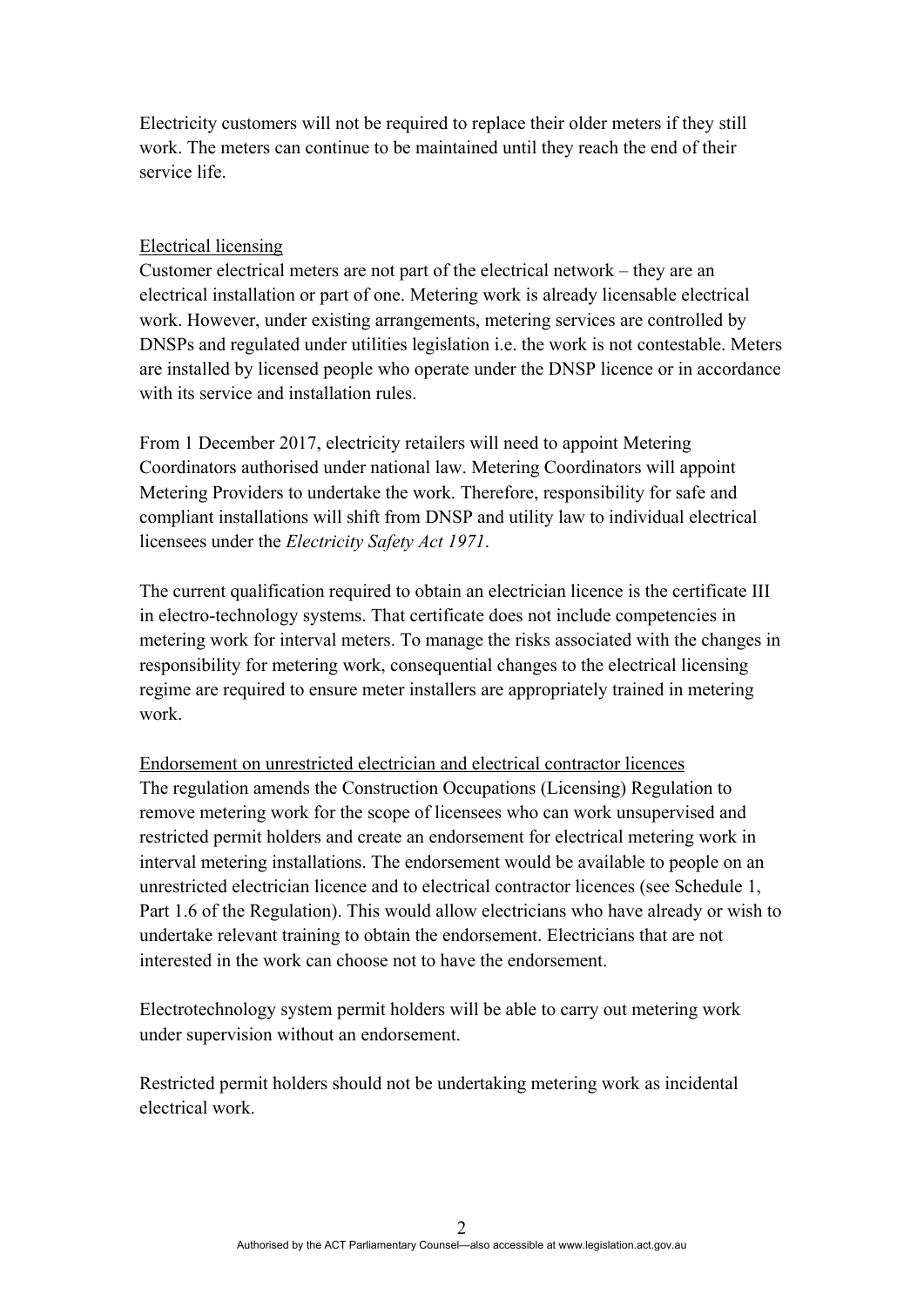Electricity customers will not be required to replace their older meters if they still work. The meters can continue to be maintained until they reach the end of their service life.

Electrical licensing

Customer electrical meters are not part of the electrical network – they are an electrical installation or part of one. Metering work is already licensable electrical work. However, under existing arrangements, metering services are controlled by DNSPs and regulated under utilities legislation i.e. the work is not contestable. Meters are installed by licensed people who operate under the DNSP licence or in accordance with its service and installation rules.

From 1 December 2017, electricity retailers will need to appoint Metering Coordinators authorised under national law. Metering Coordinators will appoint Metering Providers to undertake the work. Therefore, responsibility for safe and compliant installations will shift from DNSP and utility law to individual electrical licensees under the *Electricity Safety Act 1971*.

The current qualification required to obtain an electrician licence is the certificate III in electro-technology systems. That certificate does not include competencies in metering work for interval meters. To manage the risks associated with the changes in responsibility for metering work, consequential changes to the electrical licensing regime are required to ensure meter installers are appropriately trained in metering work.

Endorsement on unrestricted electrician and electrical contractor licences

The regulation amends the Construction Occupations (Licensing) Regulation to remove metering work for the scope of licensees who can work unsupervised and restricted permit holders and create an endorsement for electrical metering work in interval metering installations. The endorsement would be available to people on an unrestricted electrician licence and to electrical contractor licences (see Schedule 1, Part 1.6 of the Regulation). This would allow electricians who have already or wish to undertake relevant training to obtain the endorsement. Electricians that are not interested in the work can choose not to have the endorsement.

Electrotechnology system permit holders will be able to carry out metering work under supervision without an endorsement.

Restricted permit holders should not be undertaking metering work as incidental electrical work.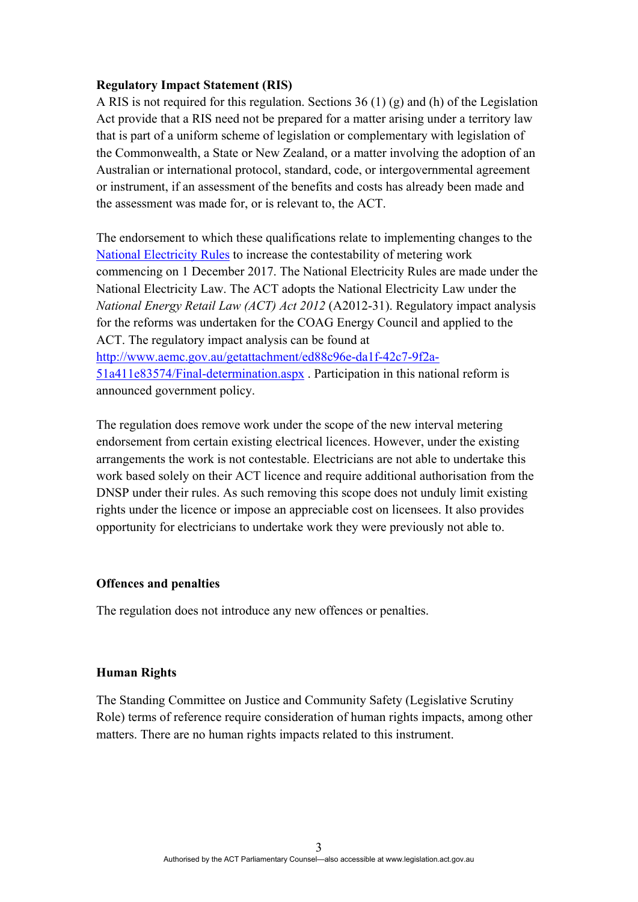**Regulatory Impact Statement (RIS)**

A RIS is not required for this regulation. Sections 36 (1) (g) and (h) of the Legislation Act provide that a RIS need not be prepared for a matter arising under a territory law that is part of a uniform scheme of legislation or complementary with legislation of the Commonwealth, a State or New Zealand, or a matter involving the adoption of an Australian or international protocol, standard, code, or intergovernmental agreement or instrument, if an assessment of the benefits and costs has already been made and the assessment was made for, or is relevant to, the ACT.

The endorsement to which these qualifications relate to implementing changes to the National Electricity Rules to increase the contestability of metering work commencing on 1 December 2017. The National Electricity Rules are made under the National Electricity Law. The ACT adopts the National Electricity Law under the *National Energy Retail Law (ACT) Act 2012* (A2012-31). Regulatory impact analysis for the reforms was undertaken for the COAG Energy Council and applied to the ACT. The regulatory impact analysis can be found at http://www.aemc.gov.au/getattachment/ed88c96e-da1f-42c7-9f2a-51a411e83574/Final-determination.aspx . Participation in this national reform is announced government policy.

The regulation does remove work under the scope of the new interval metering endorsement from certain existing electrical licences. However, under the existing arrangements the work is not contestable. Electricians are not able to undertake this work based solely on their ACT licence and require additional authorisation from the DNSP under their rules. As such removing this scope does not unduly limit existing rights under the licence or impose an appreciable cost on licensees. It also provides opportunity for electricians to undertake work they were previously not able to.

**Offences and penalties**

The regulation does not introduce any new offences or penalties.

**Human Rights**

The Standing Committee on Justice and Community Safety (Legislative Scrutiny Role) terms of reference require consideration of human rights impacts, among other matters. There are no human rights impacts related to this instrument.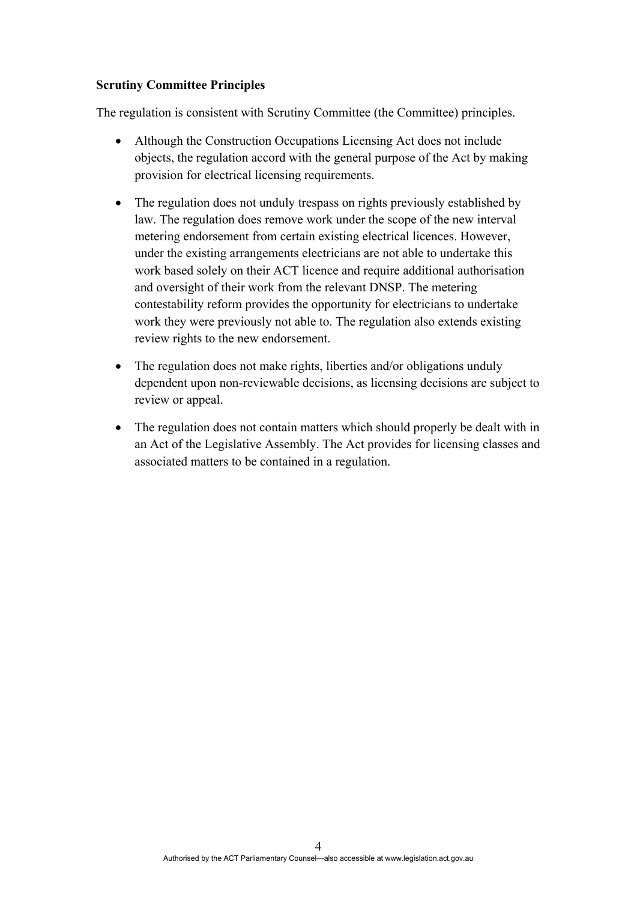**Scrutiny Committee Principles**

The regulation is consistent with Scrutiny Committee (the Committee) principles.

- Although the Construction Occupations Licensing Act does not include objects, the regulation accord with the general purpose of the Act by making provision for electrical licensing requirements.
- The regulation does not unduly trespass on rights previously established by law. The regulation does remove work under the scope of the new interval metering endorsement from certain existing electrical licences. However, under the existing arrangements electricians are not able to undertake this work based solely on their ACT licence and require additional authorisation and oversight of their work from the relevant DNSP. The metering contestability reform provides the opportunity for electricians to undertake work they were previously not able to. The regulation also extends existing review rights to the new endorsement.
- The regulation does not make rights, liberties and/or obligations unduly dependent upon non-reviewable decisions, as licensing decisions are subject to review or appeal.
- The regulation does not contain matters which should properly be dealt with in an Act of the Legislative Assembly. The Act provides for licensing classes and associated matters to be contained in a regulation.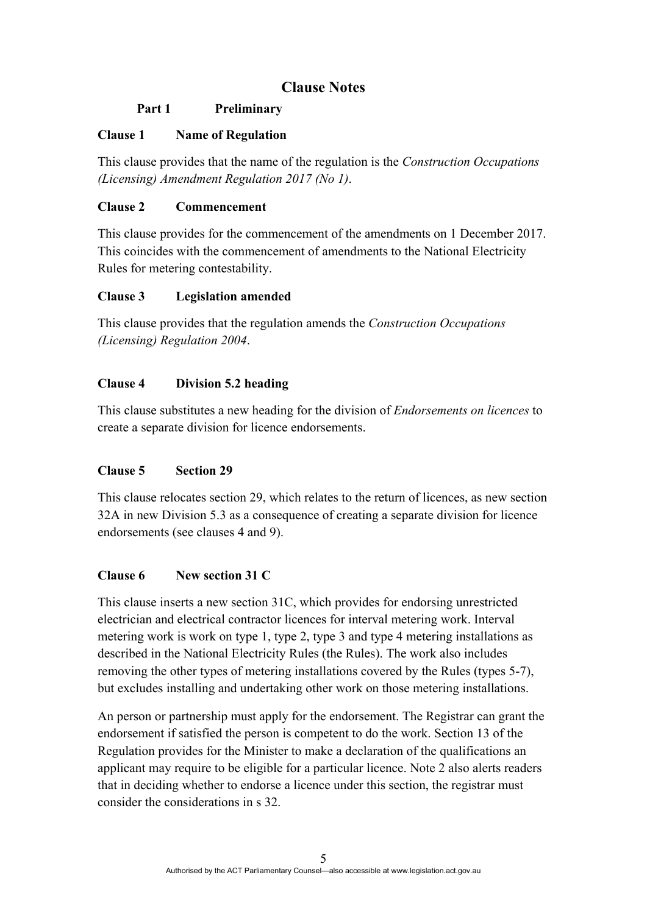# Clause Notes

## Part 1 Preliminary

### Clause 1 Name of Regulation

This clause provides that the name of the regulation is the *Construction Occupations (Licensing) Amendment Regulation 2017 (No 1)*.

### Clause 2 Commencement

This clause provides for the commencement of the amendments on 1 December 2017. This coincides with the commencement of amendments to the National Electricity Rules for metering contestability.

### Clause 3 Legislation amended

This clause provides that the regulation amends the *Construction Occupations (Licensing) Regulation 2004*.

### Clause 4 Division 5.2 heading

This clause substitutes a new heading for the division of *Endorsements on licences* to create a separate division for licence endorsements.

### Clause 5 Section 29

This clause relocates section 29, which relates to the return of licences, as new section 32A in new Division 5.3 as a consequence of creating a separate division for licence endorsements (see clauses 4 and 9).

### Clause 6 New section 31 C

This clause inserts a new section 31C, which provides for endorsing unrestricted electrician and electrical contractor licences for interval metering work. Interval metering work is work on type 1, type 2, type 3 and type 4 metering installations as described in the National Electricity Rules (the Rules). The work also includes removing the other types of metering installations covered by the Rules (types 5-7), but excludes installing and undertaking other work on those metering installations.

An person or partnership must apply for the endorsement. The Registrar can grant the endorsement if satisfied the person is competent to do the work. Section 13 of the Regulation provides for the Minister to make a declaration of the qualifications an applicant may require to be eligible for a particular licence. Note 2 also alerts readers that in deciding whether to endorse a licence under this section, the registrar must consider the considerations in s 32.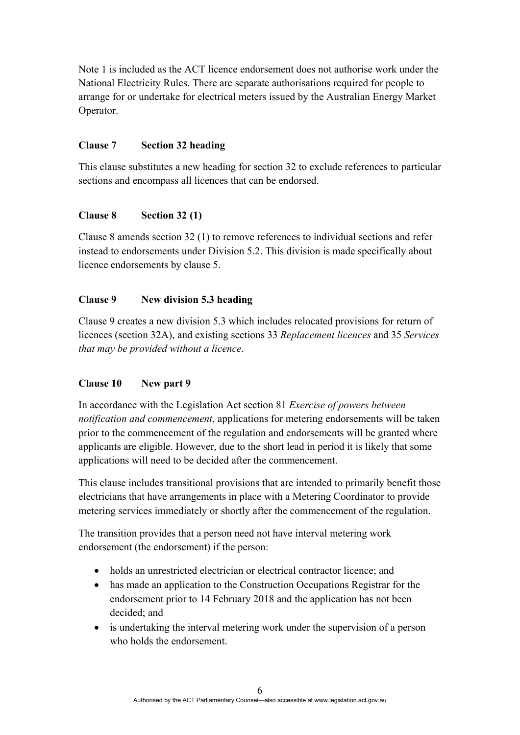Note 1 is included as the ACT licence endorsement does not authorise work under the National Electricity Rules. There are separate authorisations required for people to arrange for or undertake for electrical meters issued by the Australian Energy Market Operator.

### Clause 7 Section 32 heading

This clause substitutes a new heading for section 32 to exclude references to particular sections and encompass all licences that can be endorsed.

### Clause 8 Section 32 (1)

Clause 8 amends section 32 (1) to remove references to individual sections and refer instead to endorsements under Division 5.2. This division is made specifically about licence endorsements by clause 5.

### Clause 9 New division 5.3 heading

Clause 9 creates a new division 5.3 which includes relocated provisions for return of licences (section 32A), and existing sections 33 *Replacement licences* and 35 *Services that may be provided without a licence*.

### Clause 10 New part 9

In accordance with the Legislation Act section 81 *Exercise of powers between notification and commencement*, applications for metering endorsements will be taken prior to the commencement of the regulation and endorsements will be granted where applicants are eligible. However, due to the short lead in period it is likely that some applications will need to be decided after the commencement.

This clause includes transitional provisions that are intended to primarily benefit those electricians that have arrangements in place with a Metering Coordinator to provide metering services immediately or shortly after the commencement of the regulation.

The transition provides that a person need not have interval metering work endorsement (the endorsement) if the person:

- holds an unrestricted electrician or electrical contractor licence; and
- has made an application to the Construction Occupations Registrar for the endorsement prior to 14 February 2018 and the application has not been decided; and
- is undertaking the interval metering work under the supervision of a person who holds the endorsement.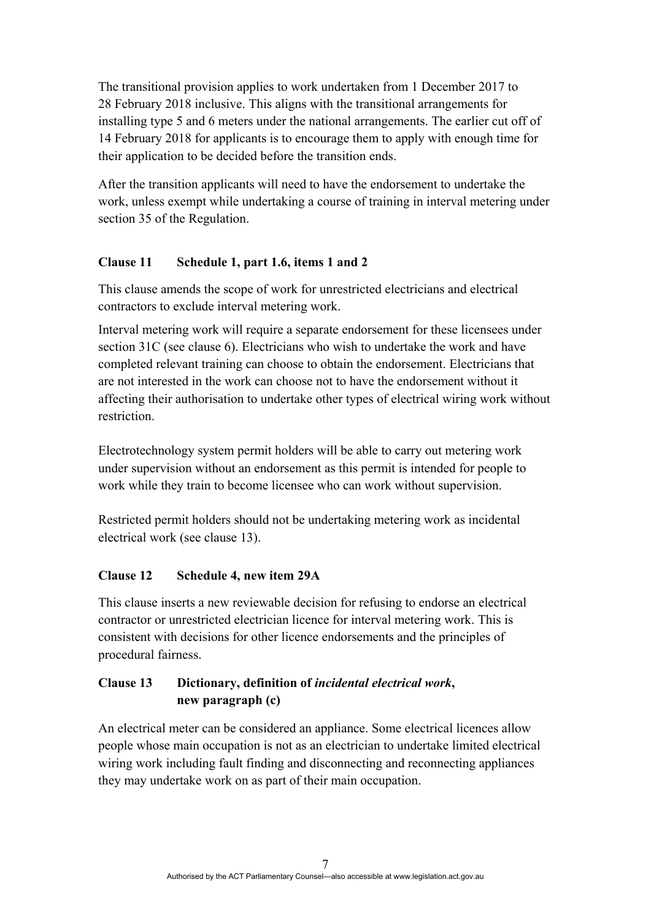The transitional provision applies to work undertaken from 1 December 2017 to 28 February 2018 inclusive. This aligns with the transitional arrangements for installing type 5 and 6 meters under the national arrangements. The earlier cut off of 14 February 2018 for applicants is to encourage them to apply with enough time for their application to be decided before the transition ends.

After the transition applicants will need to have the endorsement to undertake the work, unless exempt while undertaking a course of training in interval metering under section 35 of the Regulation.

### Clause 11 Schedule 1, part 1.6, items 1 and 2

This clause amends the scope of work for unrestricted electricians and electrical contractors to exclude interval metering work.

Interval metering work will require a separate endorsement for these licensees under section 31C (see clause 6). Electricians who wish to undertake the work and have completed relevant training can choose to obtain the endorsement. Electricians that are not interested in the work can choose not to have the endorsement without it affecting their authorisation to undertake other types of electrical wiring work without restriction.

Electrotechnology system permit holders will be able to carry out metering work under supervision without an endorsement as this permit is intended for people to work while they train to become licensee who can work without supervision.

Restricted permit holders should not be undertaking metering work as incidental electrical work (see clause 13).

### Clause 12 Schedule 4, new item 29A

This clause inserts a new reviewable decision for refusing to endorse an electrical contractor or unrestricted electrician licence for interval metering work. This is consistent with decisions for other licence endorsements and the principles of procedural fairness.

### Clause 13 Dictionary, definition of *incidental electrical work*, new paragraph (c)

An electrical meter can be considered an appliance. Some electrical licences allow people whose main occupation is not as an electrician to undertake limited electrical wiring work including fault finding and disconnecting and reconnecting appliances they may undertake work on as part of their main occupation.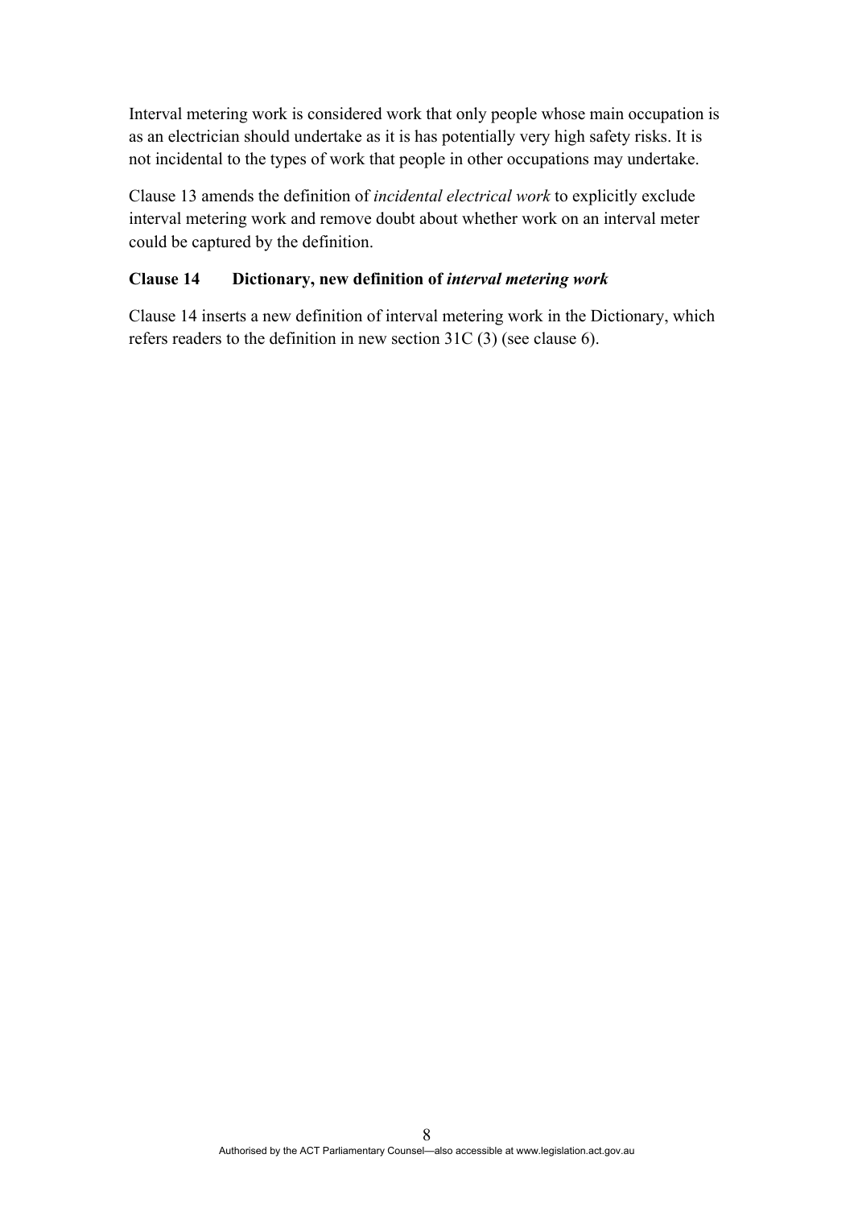Interval metering work is considered work that only people whose main occupation is as an electrician should undertake as it is has potentially very high safety risks. It is not incidental to the types of work that people in other occupations may undertake.

Clause 13 amends the definition of *incidental electrical work* to explicitly exclude interval metering work and remove doubt about whether work on an interval meter could be captured by the definition.

**Clause 14 Dictionary, new definition of *interval metering work***

Clause 14 inserts a new definition of interval metering work in the Dictionary, which refers readers to the definition in new section 31C (3) (see clause 6).